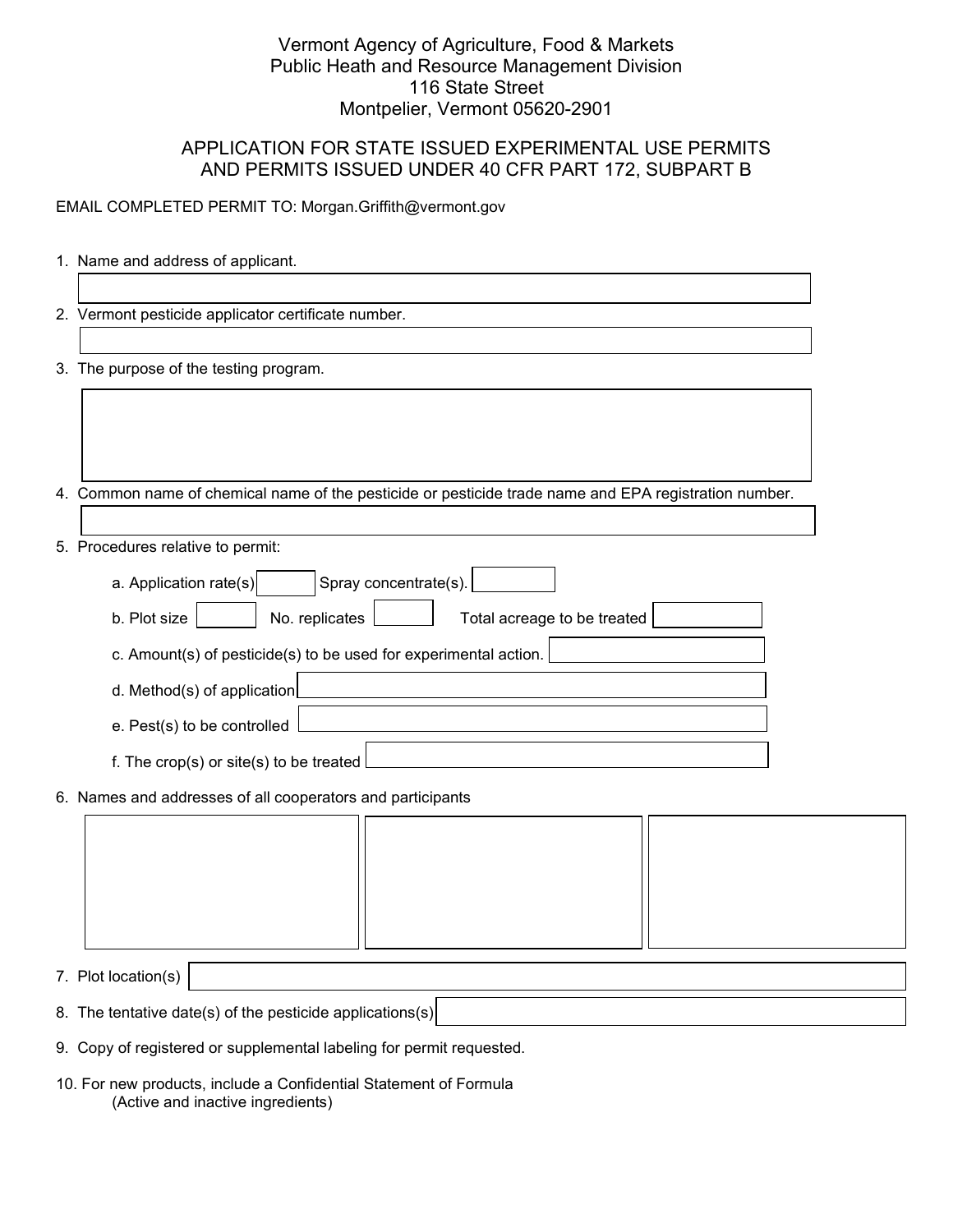Vermont Agency of Agriculture, Food & Markets
Public Heath and Resource Management Division
116 State Street
Montpelier, Vermont 05620-2901

# APPLICATION FOR STATE ISSUED EXPERIMENTAL USE PERMITS AND PERMITS ISSUED UNDER 40 CFR PART 172, SUBPART B

EMAIL COMPLETED PERMIT TO: Morgan.Griffith@vermont.gov

1. Name and address of applicant.

2. Vermont pesticide applicator certificate number.

3. The purpose of the testing program.

4. Common name of chemical name of the pesticide or pesticide trade name and EPA registration number.

5. Procedures relative to permit:

   a. Application rate(s) Spray concentrate(s).

   b. Plot size No. replicates Total acreage to be treated

   c. Amount(s) of pesticide(s) to be used for experimental action.

   d. Method(s) of application

   e. Pest(s) to be controlled

   f. The crop(s) or site(s) to be treated

6. Names and addresses of all cooperators and participants

7. Plot location(s)

8. The tentative date(s) of the pesticide applications(s)

9. Copy of registered or supplemental labeling for permit requested.

10. For new products, include a Confidential Statement of Formula
    (Active and inactive ingredients)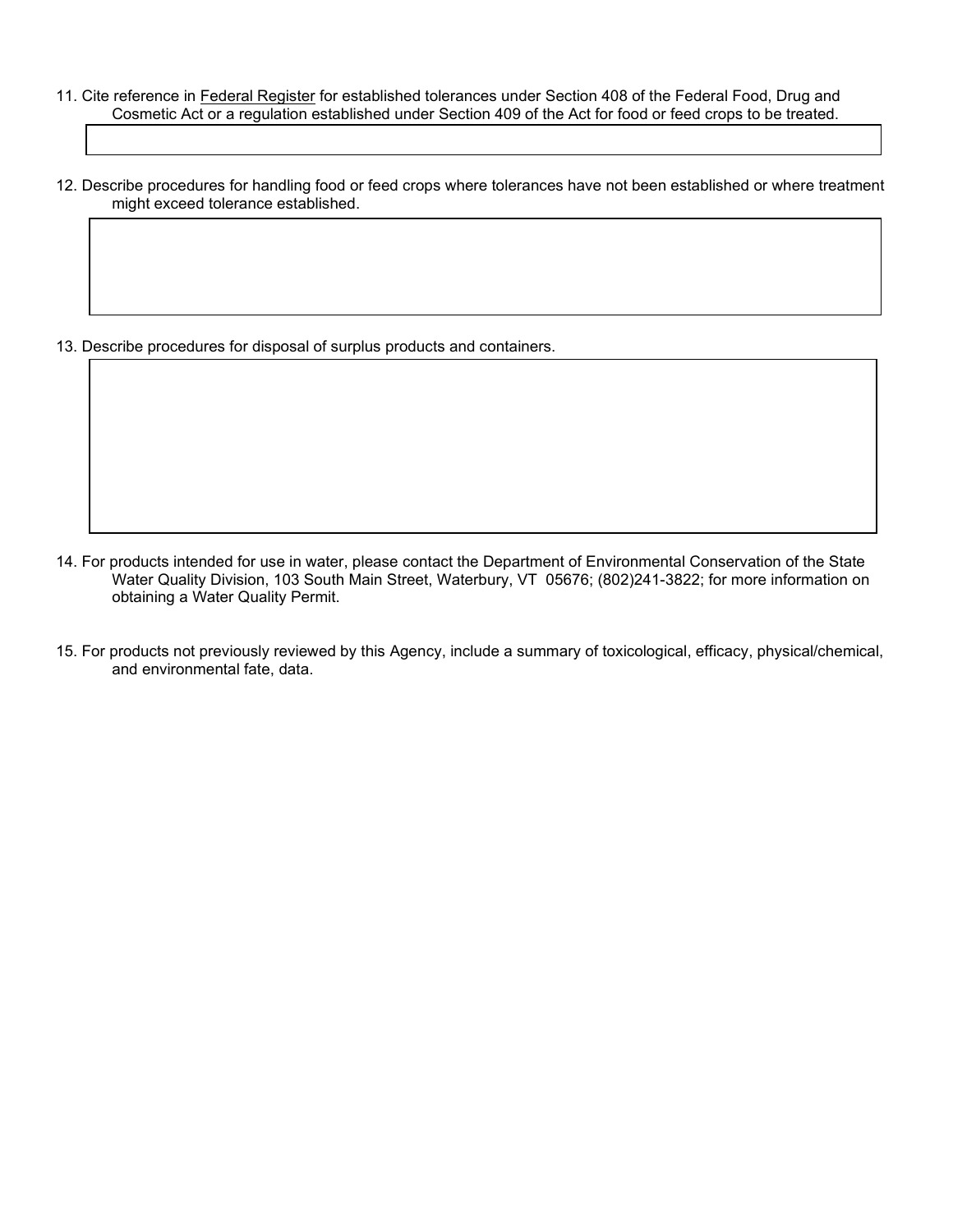11. Cite reference in Federal Register for established tolerances under Section 408 of the Federal Food, Drug and Cosmetic Act or a regulation established under Section 409 of the Act for food or feed crops to be treated.

12. Describe procedures for handling food or feed crops where tolerances have not been established or where treatment might exceed tolerance established.

13. Describe procedures for disposal of surplus products and containers.

14. For products intended for use in water, please contact the Department of Environmental Conservation of the State Water Quality Division, 103 South Main Street, Waterbury, VT 05676; (802)241-3822; for more information on obtaining a Water Quality Permit.

15. For products not previously reviewed by this Agency, include a summary of toxicological, efficacy, physical/chemical, and environmental fate, data.